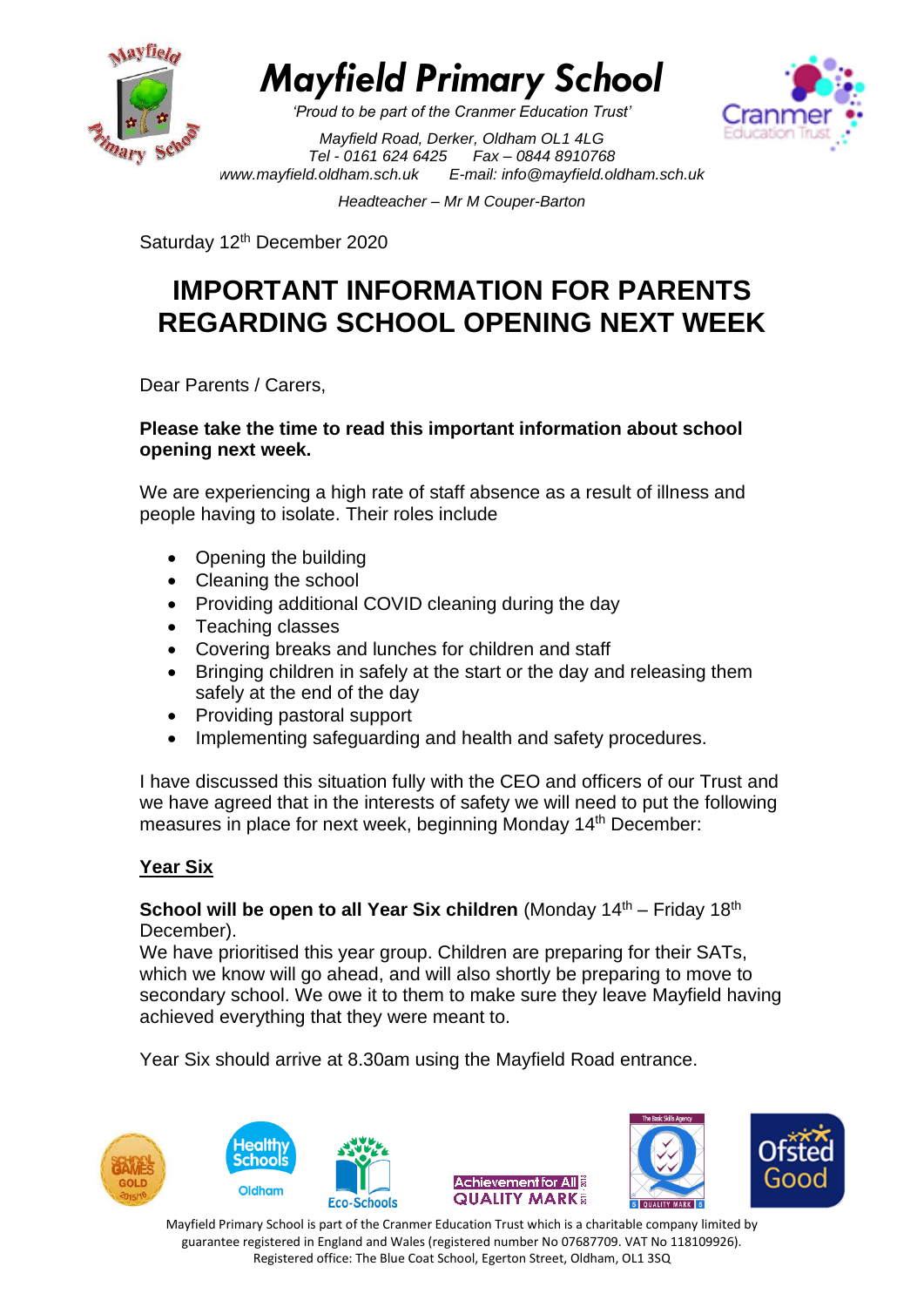# Mayfield Primary School

*'Proud to be part of the Cranmer Education Trust'*

*Mayfield Road, Derker, Oldham OL1 4LG*
*Tel - 0161 624 6425 Fax – 0844 8910768*
*www.mayfield.oldham.sch.uk E-mail: info@mayfield.oldham.sch.uk*

*Headteacher – Mr M Couper-Barton*

Saturday 12th December 2020

## IMPORTANT INFORMATION FOR PARENTS REGARDING SCHOOL OPENING NEXT WEEK

Dear Parents / Carers,

**Please take the time to read this important information about school opening next week.**

We are experiencing a high rate of staff absence as a result of illness and people having to isolate. Their roles include

- Opening the building
- Cleaning the school
- Providing additional COVID cleaning during the day
- Teaching classes
- Covering breaks and lunches for children and staff
- Bringing children in safely at the start or the day and releasing them safely at the end of the day
- Providing pastoral support
- Implementing safeguarding and health and safety procedures.

I have discussed this situation fully with the CEO and officers of our Trust and we have agreed that in the interests of safety we will need to put the following measures in place for next week, beginning Monday 14th December:

### Year Six

**School will be open to all Year Six children** (Monday 14th – Friday 18th December).
We have prioritised this year group. Children are preparing for their SATs, which we know will go ahead, and will also shortly be preparing to move to secondary school. We owe it to them to make sure they leave Mayfield having achieved everything that they were meant to.

Year Six should arrive at 8.30am using the Mayfield Road entrance.

Mayfield Primary School is part of the Cranmer Education Trust which is a charitable company limited by guarantee registered in England and Wales (registered number No 07687709. VAT No 118109926). Registered office: The Blue Coat School, Egerton Street, Oldham, OL1 3SQ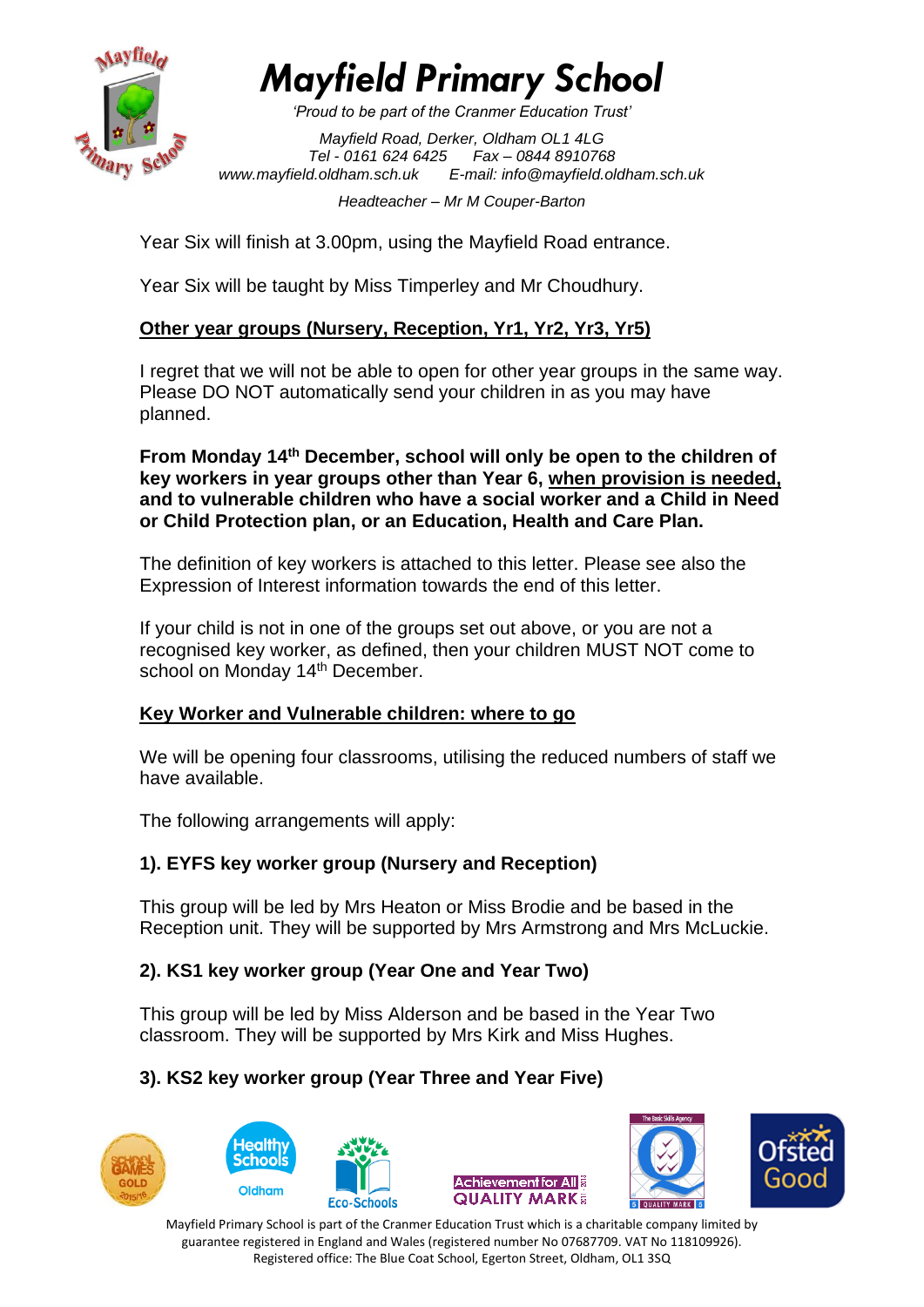Year Six will finish at 3.00pm, using the Mayfield Road entrance.

Year Six will be taught by Miss Timperley and Mr Choudhury.

## Other year groups (Nursery, Reception, Yr1, Yr2, Yr3, Yr5)

I regret that we will not be able to open for other year groups in the same way. Please DO NOT automatically send your children in as you may have planned.

**From Monday 14th December, school will only be open to the children of key workers in year groups other than Year 6, when provision is needed, and to vulnerable children who have a social worker and a Child in Need or Child Protection plan, or an Education, Health and Care Plan.**

The definition of key workers is attached to this letter. Please see also the Expression of Interest information towards the end of this letter.

If your child is not in one of the groups set out above, or you are not a recognised key worker, as defined, then your children MUST NOT come to school on Monday 14th December.

## Key Worker and Vulnerable children: where to go

We will be opening four classrooms, utilising the reduced numbers of staff we have available.

The following arrangements will apply:

### 1). EYFS key worker group (Nursery and Reception)

This group will be led by Mrs Heaton or Miss Brodie and be based in the Reception unit. They will be supported by Mrs Armstrong and Mrs McLuckie.

### 2). KS1 key worker group (Year One and Year Two)

This group will be led by Miss Alderson and be based in the Year Two classroom. They will be supported by Mrs Kirk and Miss Hughes.

### 3). KS2 key worker group (Year Three and Year Five)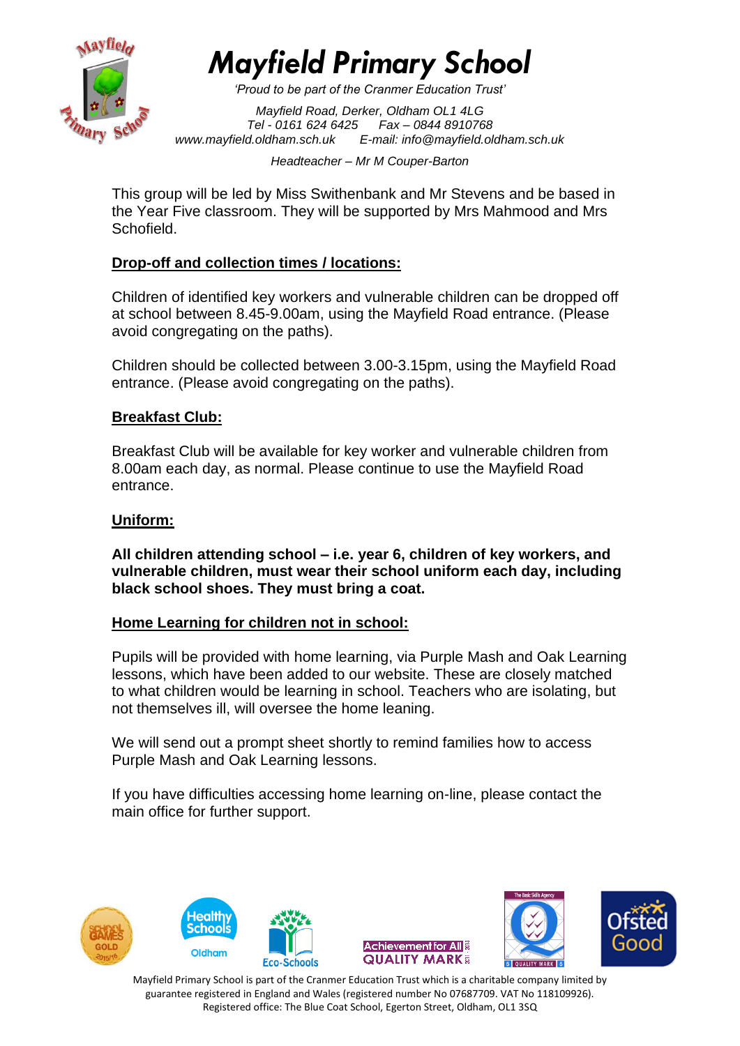# Mayfield Primary School

*'Proud to be part of the Cranmer Education Trust'*

*Mayfield Road, Derker, Oldham OL1 4LG*
*Tel - 0161 624 6425 Fax – 0844 8910768*
*www.mayfield.oldham.sch.uk E-mail: info@mayfield.oldham.sch.uk*

*Headteacher – Mr M Couper-Barton*

This group will be led by Miss Swithenbank and Mr Stevens and be based in the Year Five classroom. They will be supported by Mrs Mahmood and Mrs Schofield.

## Drop-off and collection times / locations:

Children of identified key workers and vulnerable children can be dropped off at school between 8.45-9.00am, using the Mayfield Road entrance. (Please avoid congregating on the paths).

Children should be collected between 3.00-3.15pm, using the Mayfield Road entrance. (Please avoid congregating on the paths).

## Breakfast Club:

Breakfast Club will be available for key worker and vulnerable children from 8.00am each day, as normal. Please continue to use the Mayfield Road entrance.

## Uniform:

**All children attending school – i.e. year 6, children of key workers, and vulnerable children, must wear their school uniform each day, including black school shoes. They must bring a coat.**

## Home Learning for children not in school:

Pupils will be provided with home learning, via Purple Mash and Oak Learning lessons, which have been added to our website. These are closely matched to what children would be learning in school. Teachers who are isolating, but not themselves ill, will oversee the home leaning.

We will send out a prompt sheet shortly to remind families how to access Purple Mash and Oak Learning lessons.

If you have difficulties accessing home learning on-line, please contact the main office for further support.

Mayfield Primary School is part of the Cranmer Education Trust which is a charitable company limited by guarantee registered in England and Wales (registered number No 07687709. VAT No 118109926). Registered office: The Blue Coat School, Egerton Street, Oldham, OL1 3SQ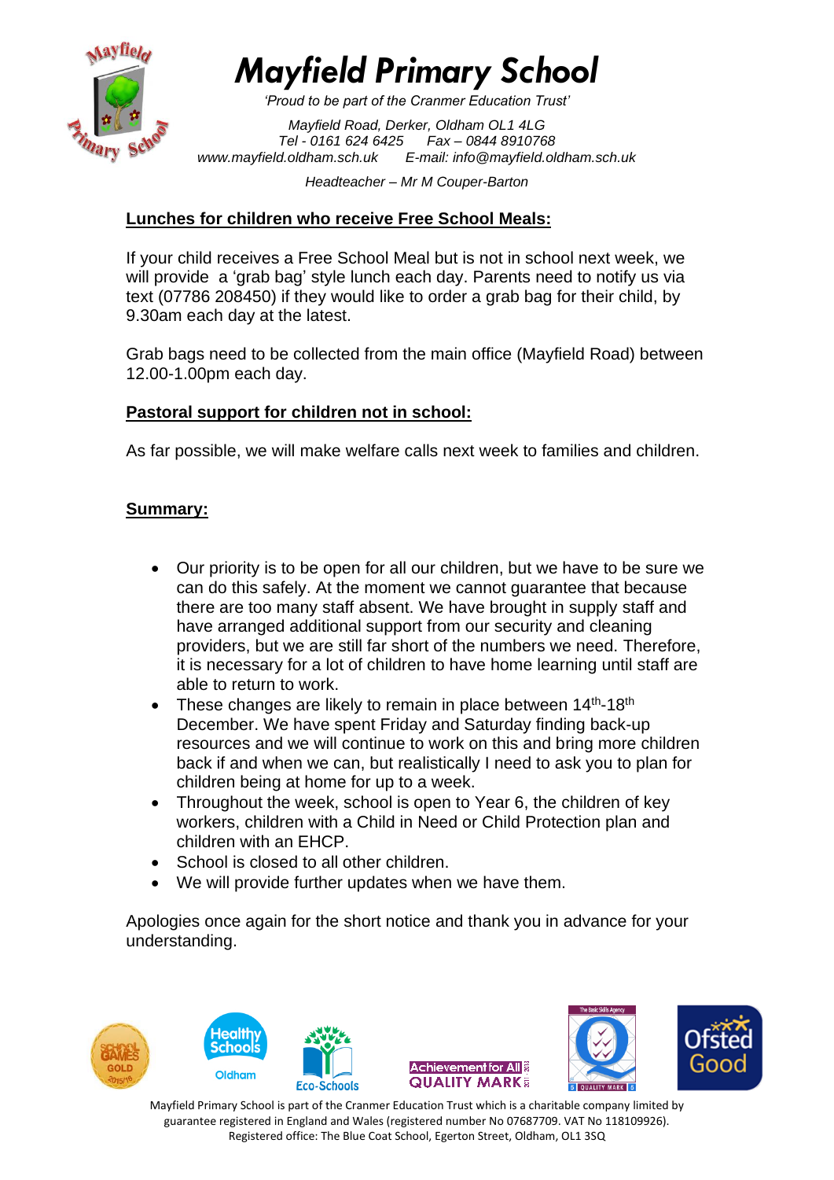# Mayfield Primary School

*'Proud to be part of the Cranmer Education Trust'*

*Mayfield Road, Derker, Oldham OL1 4LG*
*Tel - 0161 624 6425 Fax – 0844 8910768*
*www.mayfield.oldham.sch.uk E-mail: info@mayfield.oldham.sch.uk*

*Headteacher – Mr M Couper-Barton*

## Lunches for children who receive Free School Meals:

If your child receives a Free School Meal but is not in school next week, we will provide a 'grab bag' style lunch each day. Parents need to notify us via text (07786 208450) if they would like to order a grab bag for their child, by 9.30am each day at the latest.

Grab bags need to be collected from the main office (Mayfield Road) between 12.00-1.00pm each day.

## Pastoral support for children not in school:

As far possible, we will make welfare calls next week to families and children.

## Summary:

- Our priority is to be open for all our children, but we have to be sure we can do this safely. At the moment we cannot guarantee that because there are too many staff absent. We have brought in supply staff and have arranged additional support from our security and cleaning providers, but we are still far short of the numbers we need. Therefore, it is necessary for a lot of children to have home learning until staff are able to return to work.
- These changes are likely to remain in place between 14th-18th December. We have spent Friday and Saturday finding back-up resources and we will continue to work on this and bring more children back if and when we can, but realistically I need to ask you to plan for children being at home for up to a week.
- Throughout the week, school is open to Year 6, the children of key workers, children with a Child in Need or Child Protection plan and children with an EHCP.
- School is closed to all other children.
- We will provide further updates when we have them.

Apologies once again for the short notice and thank you in advance for your understanding.

Mayfield Primary School is part of the Cranmer Education Trust which is a charitable company limited by guarantee registered in England and Wales (registered number No 07687709. VAT No 118109926). Registered office: The Blue Coat School, Egerton Street, Oldham, OL1 3SQ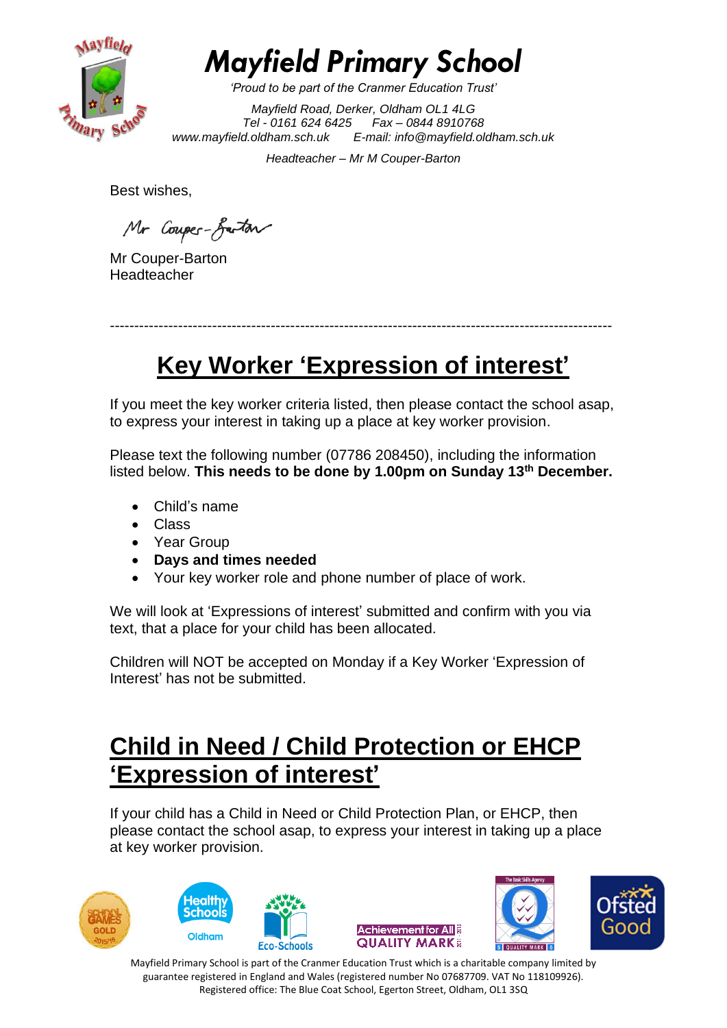# Mayfield Primary School

*'Proud to be part of the Cranmer Education Trust'*

*Mayfield Road, Derker, Oldham OL1 4LG*
*Tel - 0161 624 6425 Fax – 0844 8910768*
*www.mayfield.oldham.sch.uk E-mail: info@mayfield.oldham.sch.uk*

*Headteacher – Mr M Couper-Barton*

Best wishes,

Mr Couper-Barton

Mr Couper-Barton
Headteacher

---

## Key Worker 'Expression of interest'

If you meet the key worker criteria listed, then please contact the school asap, to express your interest in taking up a place at key worker provision.

Please text the following number (07786 208450), including the information listed below. **This needs to be done by 1.00pm on Sunday 13th December.**

- Child's name
- Class
- Year Group
- **Days and times needed**
- Your key worker role and phone number of place of work.

We will look at 'Expressions of interest' submitted and confirm with you via text, that a place for your child has been allocated.

Children will NOT be accepted on Monday if a Key Worker 'Expression of Interest' has not be submitted.

## Child in Need / Child Protection or EHCP 'Expression of interest'

If your child has a Child in Need or Child Protection Plan, or EHCP, then please contact the school asap, to express your interest in taking up a place at key worker provision.

Mayfield Primary School is part of the Cranmer Education Trust which is a charitable company limited by guarantee registered in England and Wales (registered number No 07687709. VAT No 118109926). Registered office: The Blue Coat School, Egerton Street, Oldham, OL1 3SQ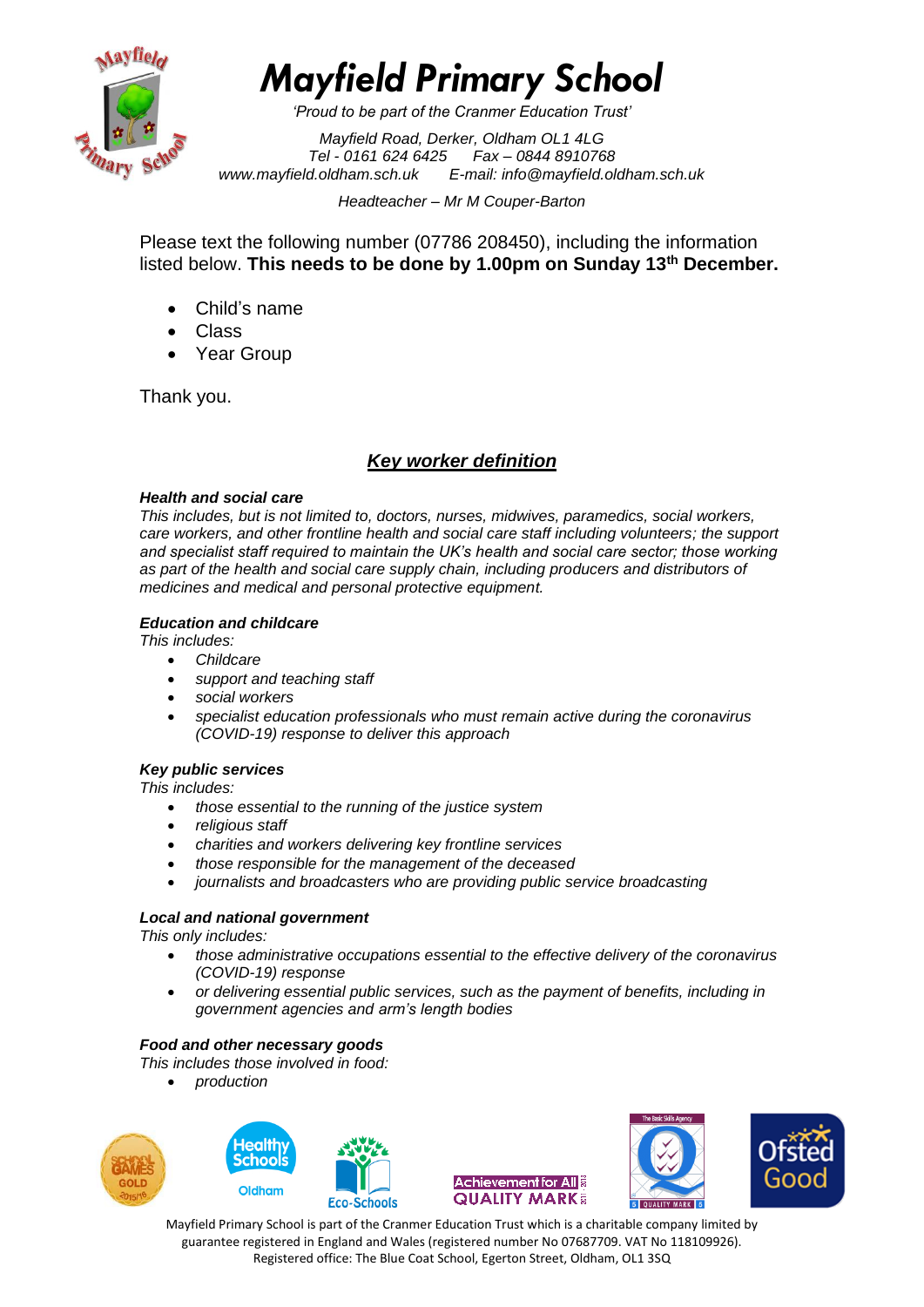# Mayfield Primary School

*'Proud to be part of the Cranmer Education Trust'*

*Mayfield Road, Derker, Oldham OL1 4LG*
*Tel - 0161 624 6425 Fax – 0844 8910768*
*www.mayfield.oldham.sch.uk E-mail: info@mayfield.oldham.sch.uk*

*Headteacher – Mr M Couper-Barton*

Please text the following number (07786 208450), including the information listed below. **This needs to be done by 1.00pm on Sunday 13th December.**

- Child's name
- Class
- Year Group

Thank you.

## ***Key worker definition***

***Health and social care***

*This includes, but is not limited to, doctors, nurses, midwives, paramedics, social workers, care workers, and other frontline health and social care staff including volunteers; the support and specialist staff required to maintain the UK's health and social care sector; those working as part of the health and social care supply chain, including producers and distributors of medicines and medical and personal protective equipment.*

***Education and childcare***

*This includes:*

- *Childcare*
- *support and teaching staff*
- *social workers*
- *specialist education professionals who must remain active during the coronavirus (COVID-19) response to deliver this approach*

***Key public services***

*This includes:*

- *those essential to the running of the justice system*
- *religious staff*
- *charities and workers delivering key frontline services*
- *those responsible for the management of the deceased*
- *journalists and broadcasters who are providing public service broadcasting*

***Local and national government***

*This only includes:*

- *those administrative occupations essential to the effective delivery of the coronavirus (COVID-19) response*
- *or delivering essential public services, such as the payment of benefits, including in government agencies and arm's length bodies*

***Food and other necessary goods***

*This includes those involved in food:*

- *production*

Mayfield Primary School is part of the Cranmer Education Trust which is a charitable company limited by guarantee registered in England and Wales (registered number No 07687709. VAT No 118109926). Registered office: The Blue Coat School, Egerton Street, Oldham, OL1 3SQ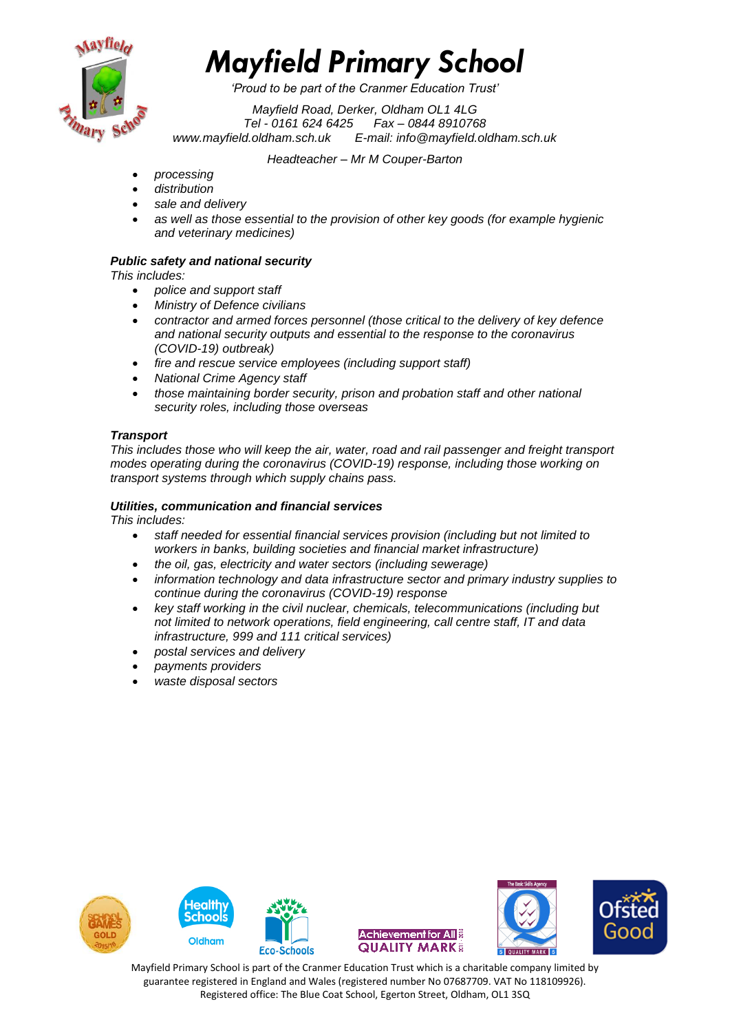- *processing*
- *distribution*
- *sale and delivery*
- *as well as those essential to the provision of other key goods (for example hygienic and veterinary medicines)*

***Public safety and national security***

*This includes:*

- *police and support staff*
- *Ministry of Defence civilians*
- *contractor and armed forces personnel (those critical to the delivery of key defence and national security outputs and essential to the response to the coronavirus (COVID-19) outbreak)*
- *fire and rescue service employees (including support staff)*
- *National Crime Agency staff*
- *those maintaining border security, prison and probation staff and other national security roles, including those overseas*

***Transport***

*This includes those who will keep the air, water, road and rail passenger and freight transport modes operating during the coronavirus (COVID-19) response, including those working on transport systems through which supply chains pass.*

***Utilities, communication and financial services***

*This includes:*

- *staff needed for essential financial services provision (including but not limited to workers in banks, building societies and financial market infrastructure)*
- *the oil, gas, electricity and water sectors (including sewerage)*
- *information technology and data infrastructure sector and primary industry supplies to continue during the coronavirus (COVID-19) response*
- *key staff working in the civil nuclear, chemicals, telecommunications (including but not limited to network operations, field engineering, call centre staff, IT and data infrastructure, 999 and 111 critical services)*
- *postal services and delivery*
- *payments providers*
- *waste disposal sectors*